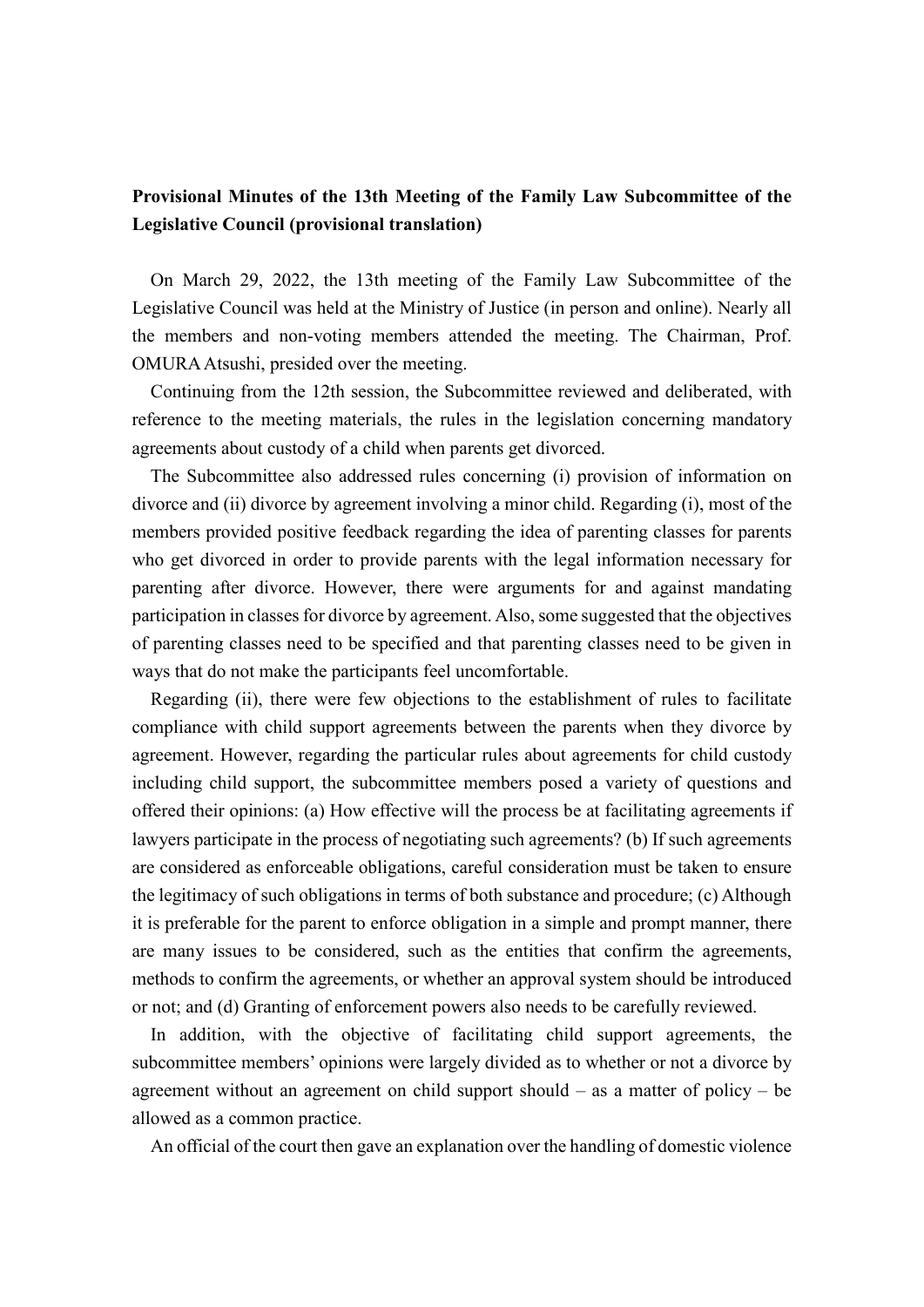**Provisional Minutes of the 13th Meeting of the Family Law Subcommittee of the Legislative Council (provisional translation)**

On March 29, 2022, the 13th meeting of the Family Law Subcommittee of the Legislative Council was held at the Ministry of Justice (in person and online). Nearly all the members and non-voting members attended the meeting. The Chairman, Prof. OMURA Atsushi, presided over the meeting.

Continuing from the 12th session, the Subcommittee reviewed and deliberated, with reference to the meeting materials, the rules in the legislation concerning mandatory agreements about custody of a child when parents get divorced.

The Subcommittee also addressed rules concerning (i) provision of information on divorce and (ii) divorce by agreement involving a minor child. Regarding (i), most of the members provided positive feedback regarding the idea of parenting classes for parents who get divorced in order to provide parents with the legal information necessary for parenting after divorce. However, there were arguments for and against mandating participation in classes for divorce by agreement. Also, some suggested that the objectives of parenting classes need to be specified and that parenting classes need to be given in ways that do not make the participants feel uncomfortable.

Regarding (ii), there were few objections to the establishment of rules to facilitate compliance with child support agreements between the parents when they divorce by agreement. However, regarding the particular rules about agreements for child custody including child support, the subcommittee members posed a variety of questions and offered their opinions: (a) How effective will the process be at facilitating agreements if lawyers participate in the process of negotiating such agreements? (b) If such agreements are considered as enforceable obligations, careful consideration must be taken to ensure the legitimacy of such obligations in terms of both substance and procedure; (c) Although it is preferable for the parent to enforce obligation in a simple and prompt manner, there are many issues to be considered, such as the entities that confirm the agreements, methods to confirm the agreements, or whether an approval system should be introduced or not; and (d) Granting of enforcement powers also needs to be carefully reviewed.

In addition, with the objective of facilitating child support agreements, the subcommittee members' opinions were largely divided as to whether or not a divorce by agreement without an agreement on child support should – as a matter of policy – be allowed as a common practice.

An official of the court then gave an explanation over the handling of domestic violence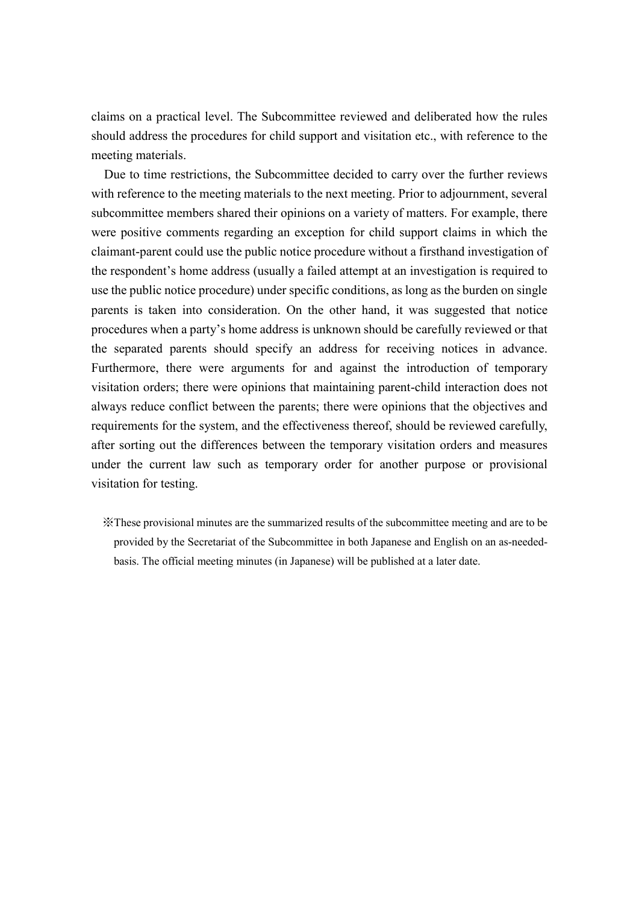claims on a practical level. The Subcommittee reviewed and deliberated how the rules should address the procedures for child support and visitation etc., with reference to the meeting materials.

Due to time restrictions, the Subcommittee decided to carry over the further reviews with reference to the meeting materials to the next meeting. Prior to adjournment, several subcommittee members shared their opinions on a variety of matters. For example, there were positive comments regarding an exception for child support claims in which the claimant-parent could use the public notice procedure without a firsthand investigation of the respondent's home address (usually a failed attempt at an investigation is required to use the public notice procedure) under specific conditions, as long as the burden on single parents is taken into consideration. On the other hand, it was suggested that notice procedures when a party's home address is unknown should be carefully reviewed or that the separated parents should specify an address for receiving notices in advance. Furthermore, there were arguments for and against the introduction of temporary visitation orders; there were opinions that maintaining parent-child interaction does not always reduce conflict between the parents; there were opinions that the objectives and requirements for the system, and the effectiveness thereof, should be reviewed carefully, after sorting out the differences between the temporary visitation orders and measures under the current law such as temporary order for another purpose or provisional visitation for testing.

※These provisional minutes are the summarized results of the subcommittee meeting and are to be provided by the Secretariat of the Subcommittee in both Japanese and English on an as-needed-basis. The official meeting minutes (in Japanese) will be published at a later date.